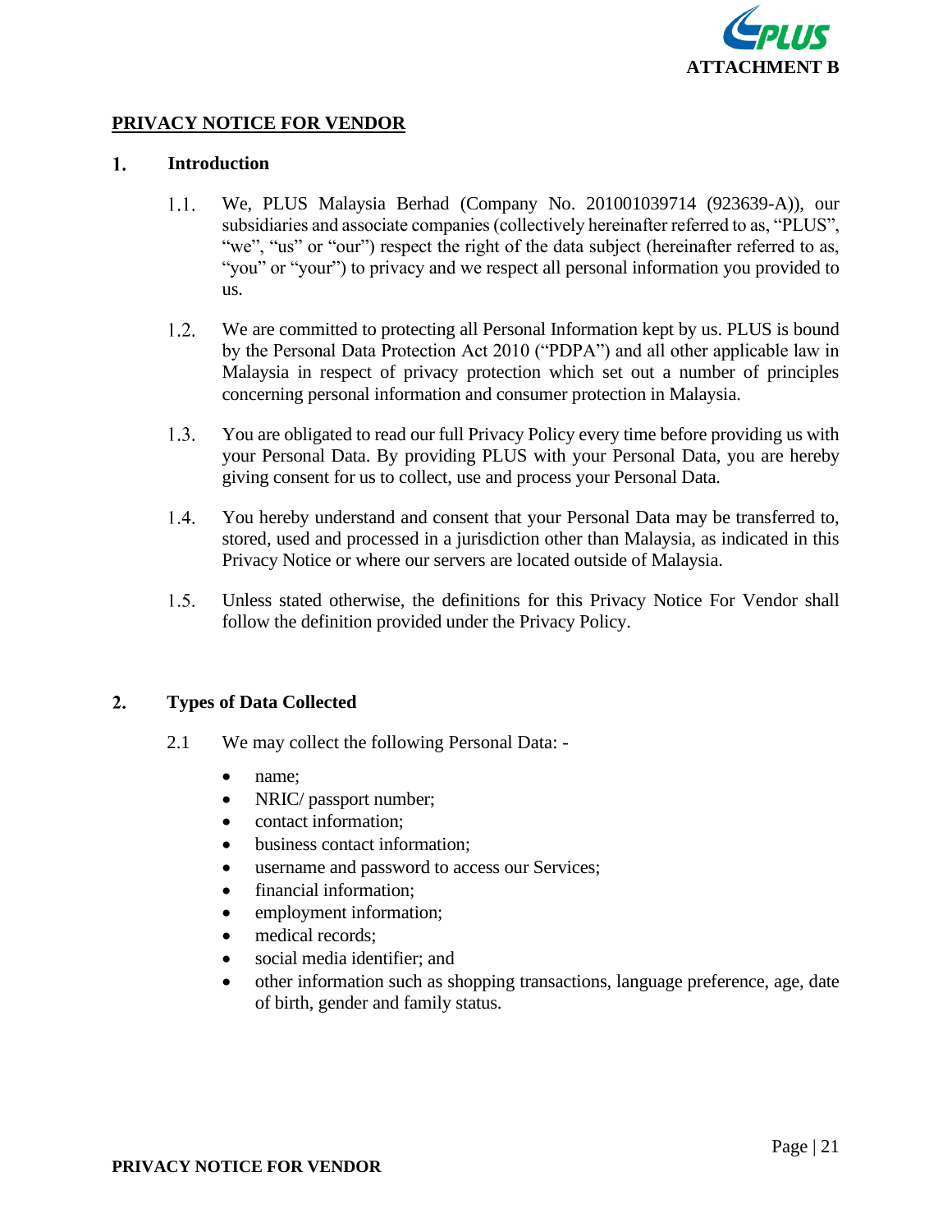**ATTACHMENT B**

# PRIVACY NOTICE FOR VENDOR

## 1. Introduction

1.1. We, PLUS Malaysia Berhad (Company No. 201001039714 (923639-A)), our subsidiaries and associate companies (collectively hereinafter referred to as, "PLUS", "we", "us" or "our") respect the right of the data subject (hereinafter referred to as, "you" or "your") to privacy and we respect all personal information you provided to us.

1.2. We are committed to protecting all Personal Information kept by us. PLUS is bound by the Personal Data Protection Act 2010 ("PDPA") and all other applicable law in Malaysia in respect of privacy protection which set out a number of principles concerning personal information and consumer protection in Malaysia.

1.3. You are obligated to read our full Privacy Policy every time before providing us with your Personal Data. By providing PLUS with your Personal Data, you are hereby giving consent for us to collect, use and process your Personal Data.

1.4. You hereby understand and consent that your Personal Data may be transferred to, stored, used and processed in a jurisdiction other than Malaysia, as indicated in this Privacy Notice or where our servers are located outside of Malaysia.

1.5. Unless stated otherwise, the definitions for this Privacy Notice For Vendor shall follow the definition provided under the Privacy Policy.

## 2. Types of Data Collected

2.1 We may collect the following Personal Data: -

- name;
- NRIC/ passport number;
- contact information;
- business contact information;
- username and password to access our Services;
- financial information;
- employment information;
- medical records;
- social media identifier; and
- other information such as shopping transactions, language preference, age, date of birth, gender and family status.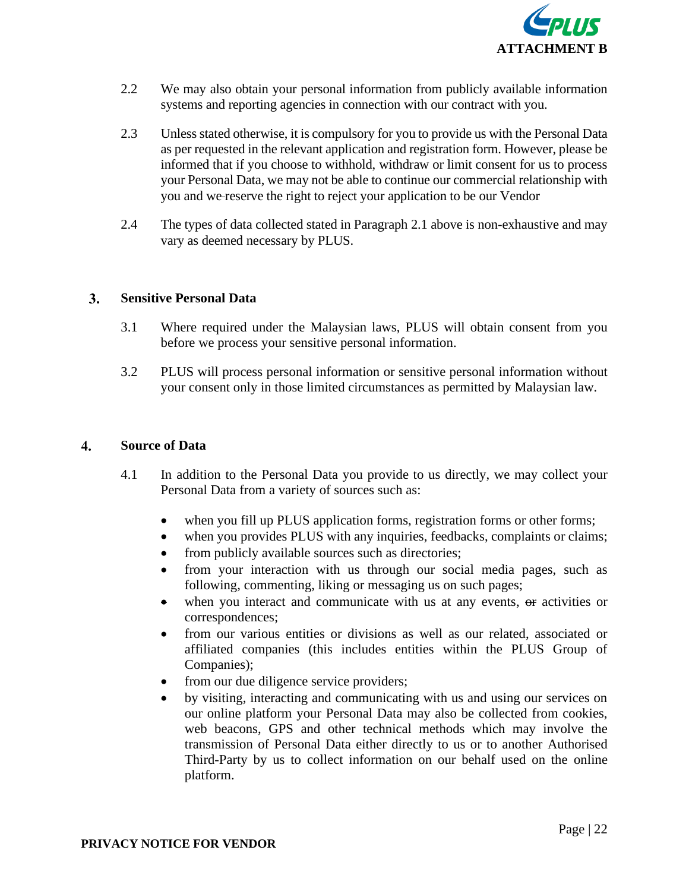2.2 We may also obtain your personal information from publicly available information systems and reporting agencies in connection with our contract with you.

2.3 Unless stated otherwise, it is compulsory for you to provide us with the Personal Data as per requested in the relevant application and registration form. However, please be informed that if you choose to withhold, withdraw or limit consent for us to process your Personal Data, we may not be able to continue our commercial relationship with you and we reserve the right to reject your application to be our Vendor

2.4 The types of data collected stated in Paragraph 2.1 above is non-exhaustive and may vary as deemed necessary by PLUS.

## 3. Sensitive Personal Data

3.1 Where required under the Malaysian laws, PLUS will obtain consent from you before we process your sensitive personal information.

3.2 PLUS will process personal information or sensitive personal information without your consent only in those limited circumstances as permitted by Malaysian law.

## 4. Source of Data

4.1 In addition to the Personal Data you provide to us directly, we may collect your Personal Data from a variety of sources such as:

- when you fill up PLUS application forms, registration forms or other forms;
- when you provides PLUS with any inquiries, feedbacks, complaints or claims;
- from publicly available sources such as directories;
- from your interaction with us through our social media pages, such as following, commenting, liking or messaging us on such pages;
- when you interact and communicate with us at any events, ~~or~~ activities or correspondences;
- from our various entities or divisions as well as our related, associated or affiliated companies (this includes entities within the PLUS Group of Companies);
- from our due diligence service providers;
- by visiting, interacting and communicating with us and using our services on our online platform your Personal Data may also be collected from cookies, web beacons, GPS and other technical methods which may involve the transmission of Personal Data either directly to us or to another Authorised Third-Party by us to collect information on our behalf used on the online platform.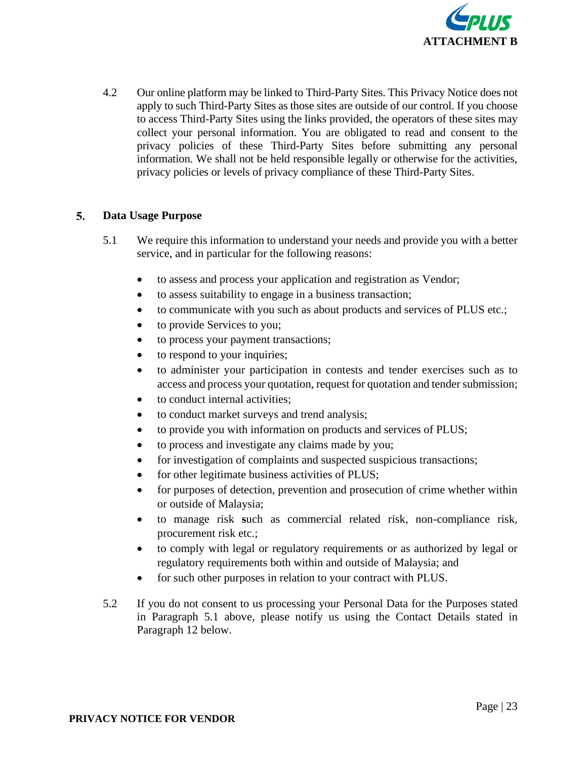4.2 Our online platform may be linked to Third-Party Sites. This Privacy Notice does not apply to such Third-Party Sites as those sites are outside of our control. If you choose to access Third-Party Sites using the links provided, the operators of these sites may collect your personal information. You are obligated to read and consent to the privacy policies of these Third-Party Sites before submitting any personal information. We shall not be held responsible legally or otherwise for the activities, privacy policies or levels of privacy compliance of these Third-Party Sites.

## 5. Data Usage Purpose

5.1 We require this information to understand your needs and provide you with a better service, and in particular for the following reasons:

- to assess and process your application and registration as Vendor;
- to assess suitability to engage in a business transaction;
- to communicate with you such as about products and services of PLUS etc.;
- to provide Services to you;
- to process your payment transactions;
- to respond to your inquiries;
- to administer your participation in contests and tender exercises such as to access and process your quotation, request for quotation and tender submission;
- to conduct internal activities;
- to conduct market surveys and trend analysis;
- to provide you with information on products and services of PLUS;
- to process and investigate any claims made by you;
- for investigation of complaints and suspected suspicious transactions;
- for other legitimate business activities of PLUS;
- for purposes of detection, prevention and prosecution of crime whether within or outside of Malaysia;
- to manage risk such as commercial related risk, non-compliance risk, procurement risk etc.;
- to comply with legal or regulatory requirements or as authorized by legal or regulatory requirements both within and outside of Malaysia; and
- for such other purposes in relation to your contract with PLUS.

5.2 If you do not consent to us processing your Personal Data for the Purposes stated in Paragraph 5.1 above, please notify us using the Contact Details stated in Paragraph 12 below.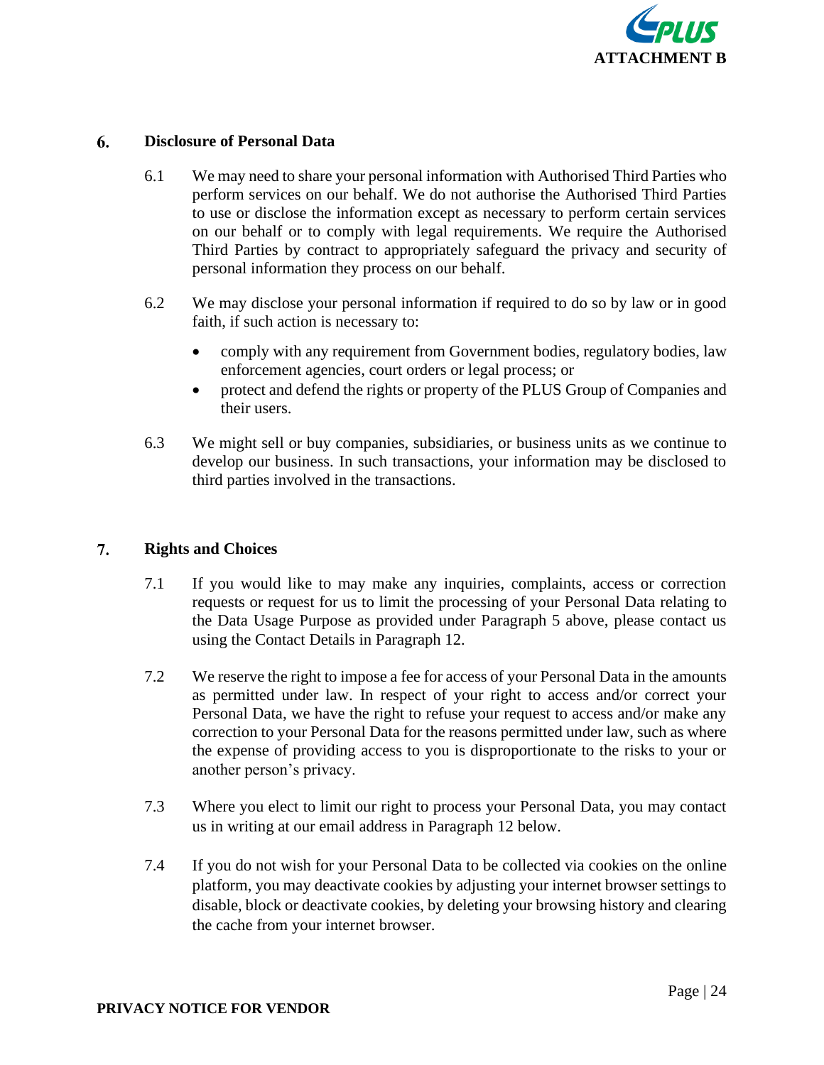## 6. Disclosure of Personal Data

6.1 We may need to share your personal information with Authorised Third Parties who perform services on our behalf. We do not authorise the Authorised Third Parties to use or disclose the information except as necessary to perform certain services on our behalf or to comply with legal requirements. We require the Authorised Third Parties by contract to appropriately safeguard the privacy and security of personal information they process on our behalf.

6.2 We may disclose your personal information if required to do so by law or in good faith, if such action is necessary to:

- comply with any requirement from Government bodies, regulatory bodies, law enforcement agencies, court orders or legal process; or
- protect and defend the rights or property of the PLUS Group of Companies and their users.

6.3 We might sell or buy companies, subsidiaries, or business units as we continue to develop our business. In such transactions, your information may be disclosed to third parties involved in the transactions.

## 7. Rights and Choices

7.1 If you would like to may make any inquiries, complaints, access or correction requests or request for us to limit the processing of your Personal Data relating to the Data Usage Purpose as provided under Paragraph 5 above, please contact us using the Contact Details in Paragraph 12.

7.2 We reserve the right to impose a fee for access of your Personal Data in the amounts as permitted under law. In respect of your right to access and/or correct your Personal Data, we have the right to refuse your request to access and/or make any correction to your Personal Data for the reasons permitted under law, such as where the expense of providing access to you is disproportionate to the risks to your or another person's privacy.

7.3 Where you elect to limit our right to process your Personal Data, you may contact us in writing at our email address in Paragraph 12 below.

7.4 If you do not wish for your Personal Data to be collected via cookies on the online platform, you may deactivate cookies by adjusting your internet browser settings to disable, block or deactivate cookies, by deleting your browsing history and clearing the cache from your internet browser.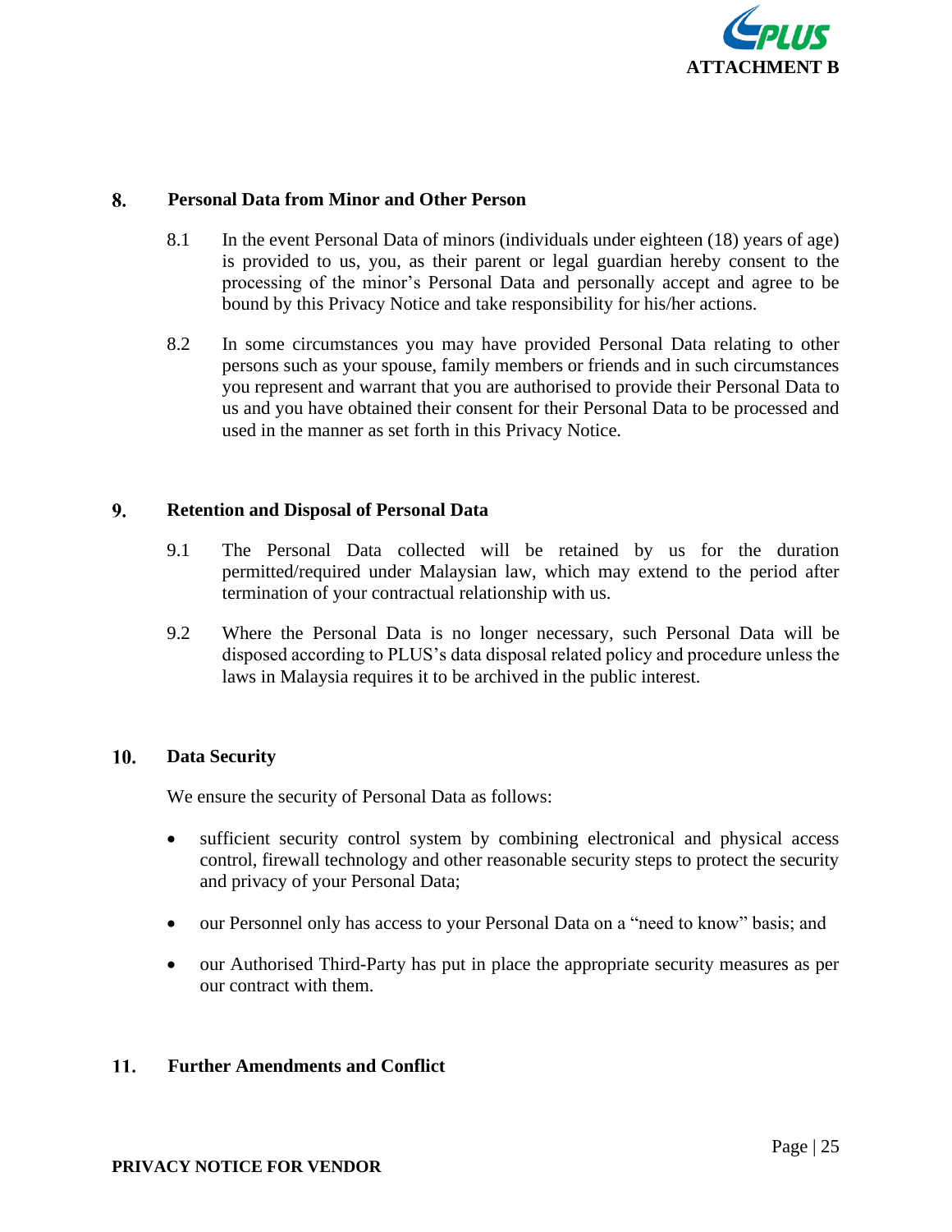## 8. Personal Data from Minor and Other Person

8.1 In the event Personal Data of minors (individuals under eighteen (18) years of age) is provided to us, you, as their parent or legal guardian hereby consent to the processing of the minor's Personal Data and personally accept and agree to be bound by this Privacy Notice and take responsibility for his/her actions.

8.2 In some circumstances you may have provided Personal Data relating to other persons such as your spouse, family members or friends and in such circumstances you represent and warrant that you are authorised to provide their Personal Data to us and you have obtained their consent for their Personal Data to be processed and used in the manner as set forth in this Privacy Notice.

## 9. Retention and Disposal of Personal Data

9.1 The Personal Data collected will be retained by us for the duration permitted/required under Malaysian law, which may extend to the period after termination of your contractual relationship with us.

9.2 Where the Personal Data is no longer necessary, such Personal Data will be disposed according to PLUS's data disposal related policy and procedure unless the laws in Malaysia requires it to be archived in the public interest.

## 10. Data Security

We ensure the security of Personal Data as follows:

- sufficient security control system by combining electronical and physical access control, firewall technology and other reasonable security steps to protect the security and privacy of your Personal Data;
- our Personnel only has access to your Personal Data on a "need to know" basis; and
- our Authorised Third-Party has put in place the appropriate security measures as per our contract with them.

## 11. Further Amendments and Conflict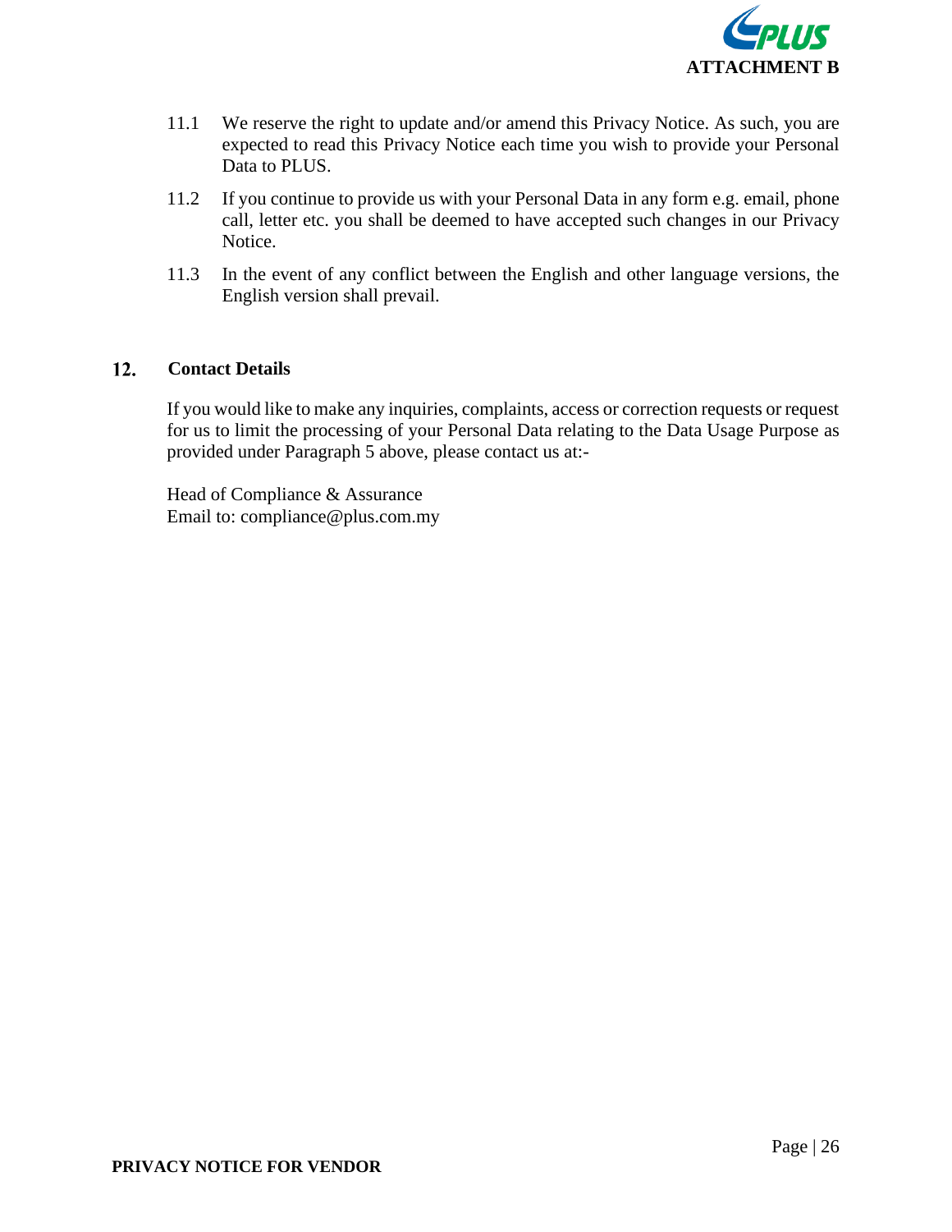11.1 We reserve the right to update and/or amend this Privacy Notice. As such, you are expected to read this Privacy Notice each time you wish to provide your Personal Data to PLUS.

11.2 If you continue to provide us with your Personal Data in any form e.g. email, phone call, letter etc. you shall be deemed to have accepted such changes in our Privacy Notice.

11.3 In the event of any conflict between the English and other language versions, the English version shall prevail.

## 12. Contact Details

If you would like to make any inquiries, complaints, access or correction requests or request for us to limit the processing of your Personal Data relating to the Data Usage Purpose as provided under Paragraph 5 above, please contact us at:-

Head of Compliance & Assurance
Email to: compliance@plus.com.my